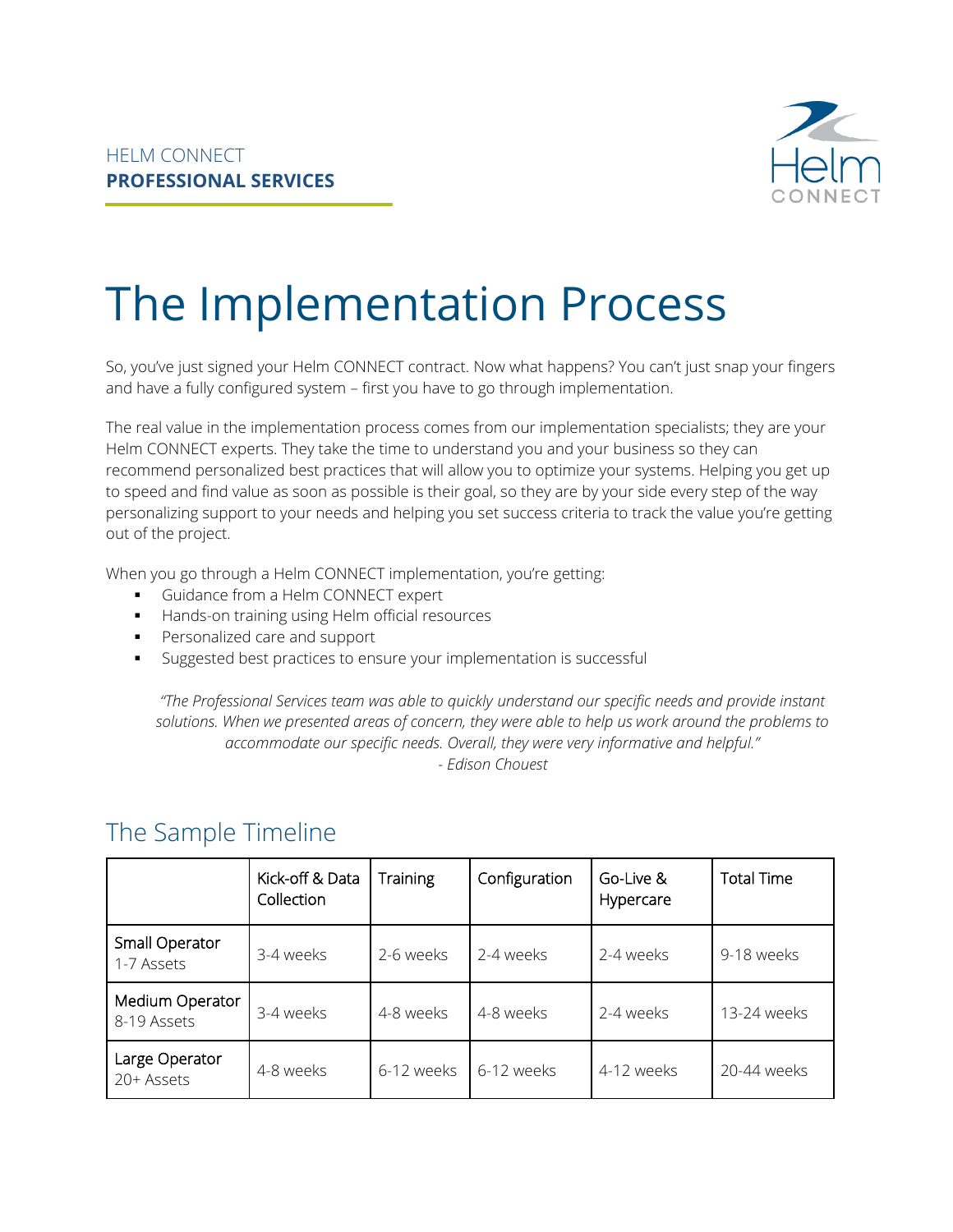HELM CONNECT
**PROFESSIONAL SERVICES**

# The Implementation Process

So, you've just signed your Helm CONNECT contract. Now what happens? You can't just snap your fingers and have a fully configured system – first you have to go through implementation.

The real value in the implementation process comes from our implementation specialists; they are your Helm CONNECT experts. They take the time to understand you and your business so they can recommend personalized best practices that will allow you to optimize your systems. Helping you get up to speed and find value as soon as possible is their goal, so they are by your side every step of the way personalizing support to your needs and helping you set success criteria to track the value you're getting out of the project.

When you go through a Helm CONNECT implementation, you're getting:

- Guidance from a Helm CONNECT expert
- Hands-on training using Helm official resources
- Personalized care and support
- Suggested best practices to ensure your implementation is successful

> *"The Professional Services team was able to quickly understand our specific needs and provide instant solutions. When we presented areas of concern, they were able to help us work around the problems to accommodate our specific needs. Overall, they were very informative and helpful."*
> *- Edison Chouest*

## The Sample Timeline

| | Kick-off & Data Collection | Training | Configuration | Go-Live & Hypercare | Total Time |
|---|---|---|---|---|---|
| Small Operator 1-7 Assets | 3-4 weeks | 2-6 weeks | 2-4 weeks | 2-4 weeks | 9-18 weeks |
| Medium Operator 8-19 Assets | 3-4 weeks | 4-8 weeks | 4-8 weeks | 2-4 weeks | 13-24 weeks |
| Large Operator 20+ Assets | 4-8 weeks | 6-12 weeks | 6-12 weeks | 4-12 weeks | 20-44 weeks |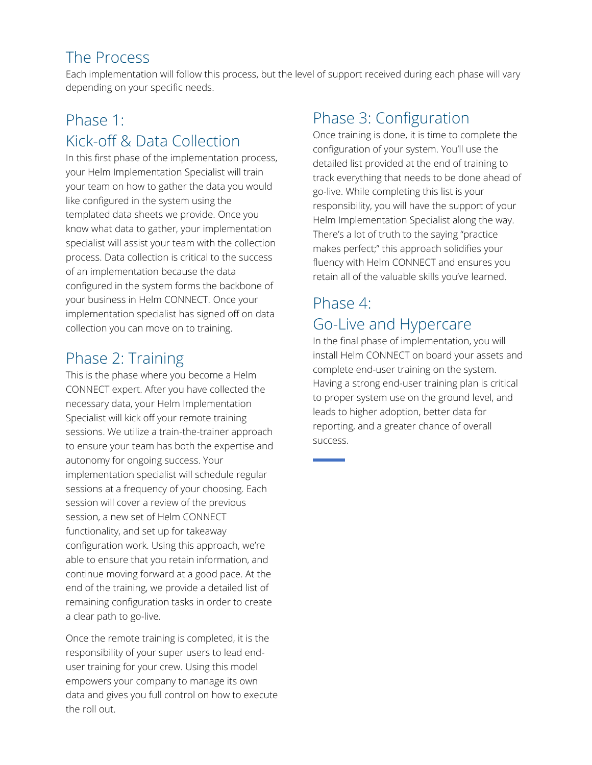## The Process

Each implementation will follow this process, but the level of support received during each phase will vary depending on your specific needs.

### Phase 1: Kick-off & Data Collection

In this first phase of the implementation process, your Helm Implementation Specialist will train your team on how to gather the data you would like configured in the system using the templated data sheets we provide. Once you know what data to gather, your implementation specialist will assist your team with the collection process. Data collection is critical to the success of an implementation because the data configured in the system forms the backbone of your business in Helm CONNECT. Once your implementation specialist has signed off on data collection you can move on to training.

### Phase 2: Training

This is the phase where you become a Helm CONNECT expert. After you have collected the necessary data, your Helm Implementation Specialist will kick off your remote training sessions. We utilize a train-the-trainer approach to ensure your team has both the expertise and autonomy for ongoing success. Your implementation specialist will schedule regular sessions at a frequency of your choosing. Each session will cover a review of the previous session, a new set of Helm CONNECT functionality, and set up for takeaway configuration work. Using this approach, we're able to ensure that you retain information, and continue moving forward at a good pace. At the end of the training, we provide a detailed list of remaining configuration tasks in order to create a clear path to go-live.

Once the remote training is completed, it is the responsibility of your super users to lead end-user training for your crew. Using this model empowers your company to manage its own data and gives you full control on how to execute the roll out.

### Phase 3: Configuration

Once training is done, it is time to complete the configuration of your system. You'll use the detailed list provided at the end of training to track everything that needs to be done ahead of go-live. While completing this list is your responsibility, you will have the support of your Helm Implementation Specialist along the way. There's a lot of truth to the saying "practice makes perfect;" this approach solidifies your fluency with Helm CONNECT and ensures you retain all of the valuable skills you've learned.

### Phase 4: Go-Live and Hypercare

In the final phase of implementation, you will install Helm CONNECT on board your assets and complete end-user training on the system. Having a strong end-user training plan is critical to proper system use on the ground level, and leads to higher adoption, better data for reporting, and a greater chance of overall success.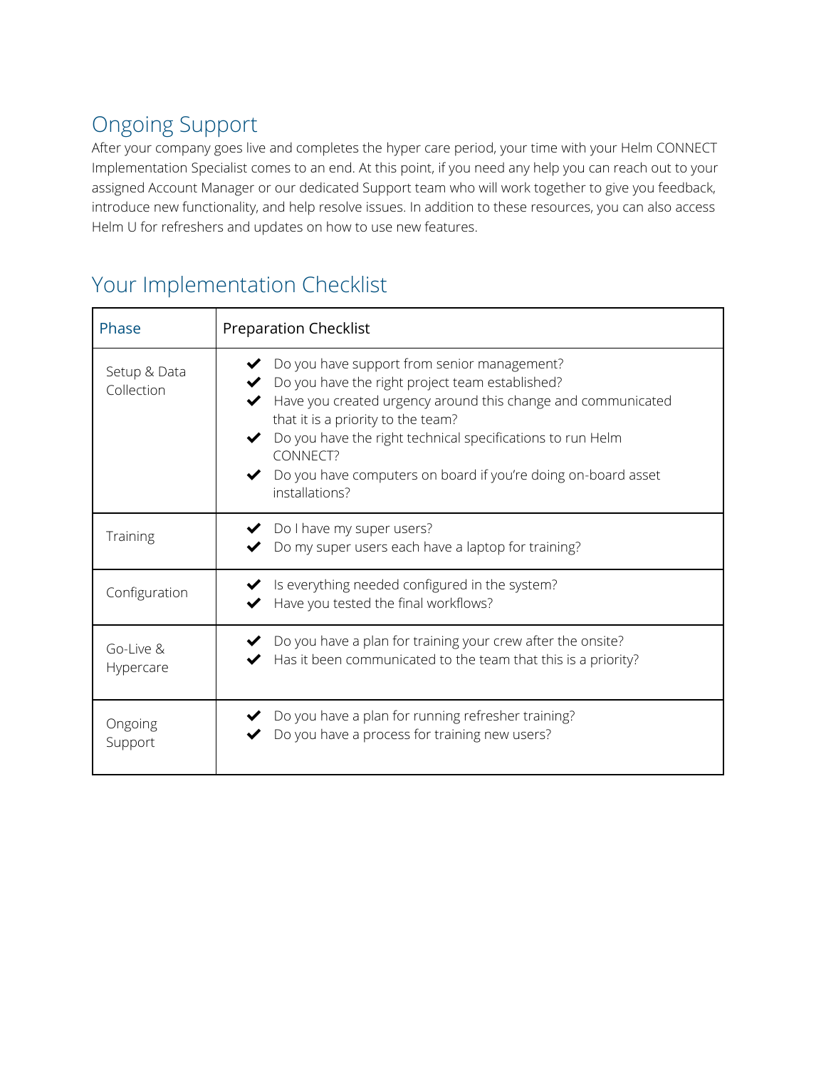## Ongoing Support

After your company goes live and completes the hyper care period, your time with your Helm CONNECT Implementation Specialist comes to an end. At this point, if you need any help you can reach out to your assigned Account Manager or our dedicated Support team who will work together to give you feedback, introduce new functionality, and help resolve issues. In addition to these resources, you can also access Helm U for refreshers and updates on how to use new features.

## Your Implementation Checklist

| Phase | Preparation Checklist |
| --- | --- |
| Setup & Data Collection | ✔ Do you have support from senior management?<br>✔ Do you have the right project team established?<br>✔ Have you created urgency around this change and communicated that it is a priority to the team?<br>✔ Do you have the right technical specifications to run Helm CONNECT?<br>✔ Do you have computers on board if you're doing on-board asset installations? |
| Training | ✔ Do I have my super users?<br>✔ Do my super users each have a laptop for training? |
| Configuration | ✔ Is everything needed configured in the system?<br>✔ Have you tested the final workflows? |
| Go-Live & Hypercare | ✔ Do you have a plan for training your crew after the onsite?<br>✔ Has it been communicated to the team that this is a priority? |
| Ongoing Support | ✔ Do you have a plan for running refresher training?<br>✔ Do you have a process for training new users? |